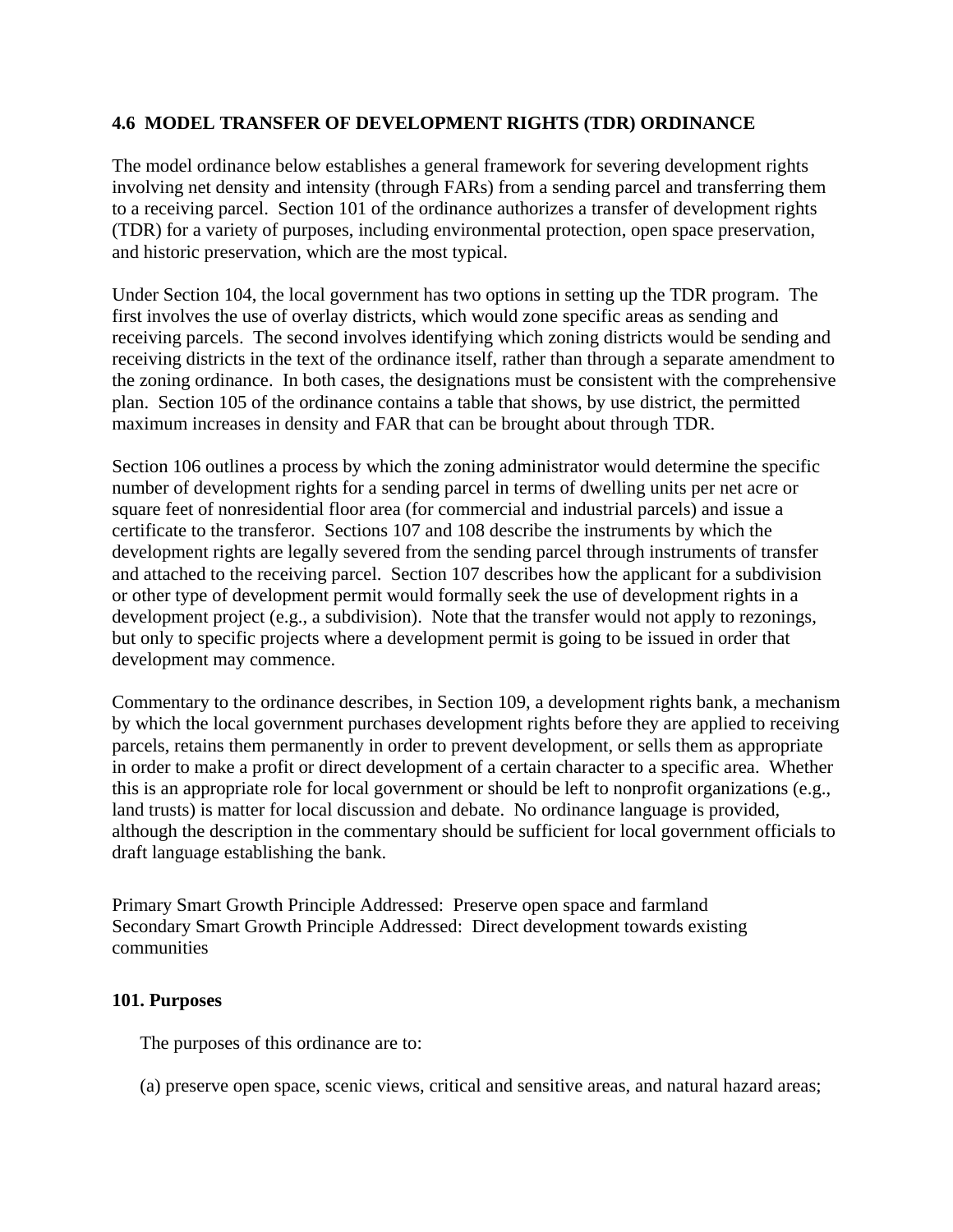## 4.6 MODEL TRANSFER OF DEVELOPMENT RIGHTS (TDR) ORDINANCE

The model ordinance below establishes a general framework for severing development rights involving net density and intensity (through FARs) from a sending parcel and transferring them to a receiving parcel. Section 101 of the ordinance authorizes a transfer of development rights (TDR) for a variety of purposes, including environmental protection, open space preservation, and historic preservation, which are the most typical.

Under Section 104, the local government has two options in setting up the TDR program. The first involves the use of overlay districts, which would zone specific areas as sending and receiving parcels. The second involves identifying which zoning districts would be sending and receiving districts in the text of the ordinance itself, rather than through a separate amendment to the zoning ordinance. In both cases, the designations must be consistent with the comprehensive plan. Section 105 of the ordinance contains a table that shows, by use district, the permitted maximum increases in density and FAR that can be brought about through TDR.

Section 106 outlines a process by which the zoning administrator would determine the specific number of development rights for a sending parcel in terms of dwelling units per net acre or square feet of nonresidential floor area (for commercial and industrial parcels) and issue a certificate to the transferor. Sections 107 and 108 describe the instruments by which the development rights are legally severed from the sending parcel through instruments of transfer and attached to the receiving parcel. Section 107 describes how the applicant for a subdivision or other type of development permit would formally seek the use of development rights in a development project (e.g., a subdivision). Note that the transfer would not apply to rezonings, but only to specific projects where a development permit is going to be issued in order that development may commence.

Commentary to the ordinance describes, in Section 109, a development rights bank, a mechanism by which the local government purchases development rights before they are applied to receiving parcels, retains them permanently in order to prevent development, or sells them as appropriate in order to make a profit or direct development of a certain character to a specific area. Whether this is an appropriate role for local government or should be left to nonprofit organizations (e.g., land trusts) is matter for local discussion and debate. No ordinance language is provided, although the description in the commentary should be sufficient for local government officials to draft language establishing the bank.

Primary Smart Growth Principle Addressed: Preserve open space and farmland
Secondary Smart Growth Principle Addressed: Direct development towards existing communities

### 101. Purposes

The purposes of this ordinance are to:

(a) preserve open space, scenic views, critical and sensitive areas, and natural hazard areas;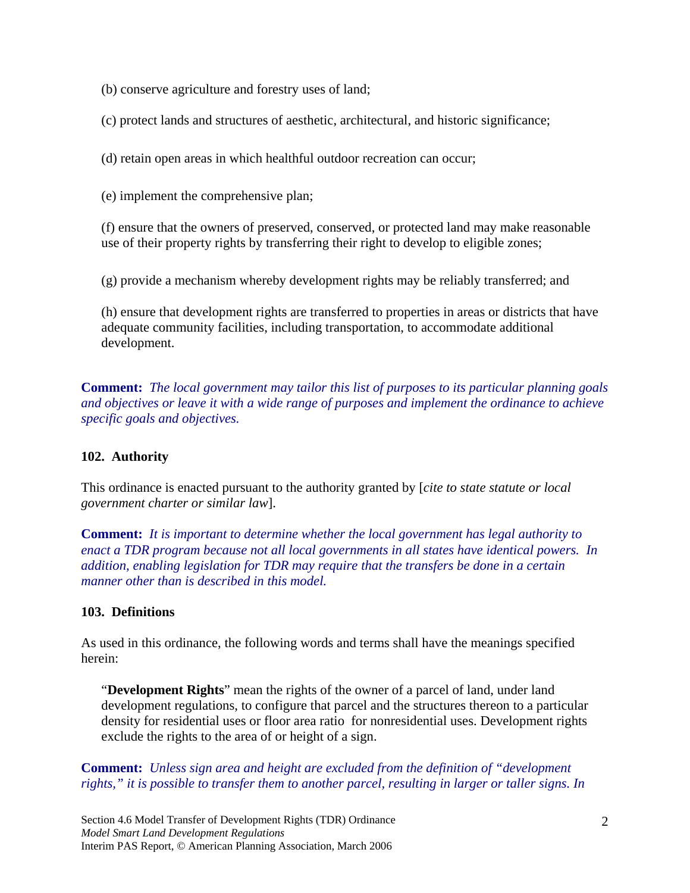(b) conserve agriculture and forestry uses of land;

(c) protect lands and structures of aesthetic, architectural, and historic significance;

(d) retain open areas in which healthful outdoor recreation can occur;

(e) implement the comprehensive plan;

(f) ensure that the owners of preserved, conserved, or protected land may make reasonable use of their property rights by transferring their right to develop to eligible zones;

(g) provide a mechanism whereby development rights may be reliably transferred; and

(h) ensure that development rights are transferred to properties in areas or districts that have adequate community facilities, including transportation, to accommodate additional development.

**Comment:** *The local government may tailor this list of purposes to its particular planning goals and objectives or leave it with a wide range of purposes and implement the ordinance to achieve specific goals and objectives.*

### 102. Authority

This ordinance is enacted pursuant to the authority granted by [*cite to state statute or local government charter or similar law*].

**Comment:** *It is important to determine whether the local government has legal authority to enact a TDR program because not all local governments in all states have identical powers. In addition, enabling legislation for TDR may require that the transfers be done in a certain manner other than is described in this model.*

### 103. Definitions

As used in this ordinance, the following words and terms shall have the meanings specified herein:

"**Development Rights**" mean the rights of the owner of a parcel of land, under land development regulations, to configure that parcel and the structures thereon to a particular density for residential uses or floor area ratio for nonresidential uses. Development rights exclude the rights to the area of or height of a sign.

**Comment:** *Unless sign area and height are excluded from the definition of "development rights," it is possible to transfer them to another parcel, resulting in larger or taller signs. In*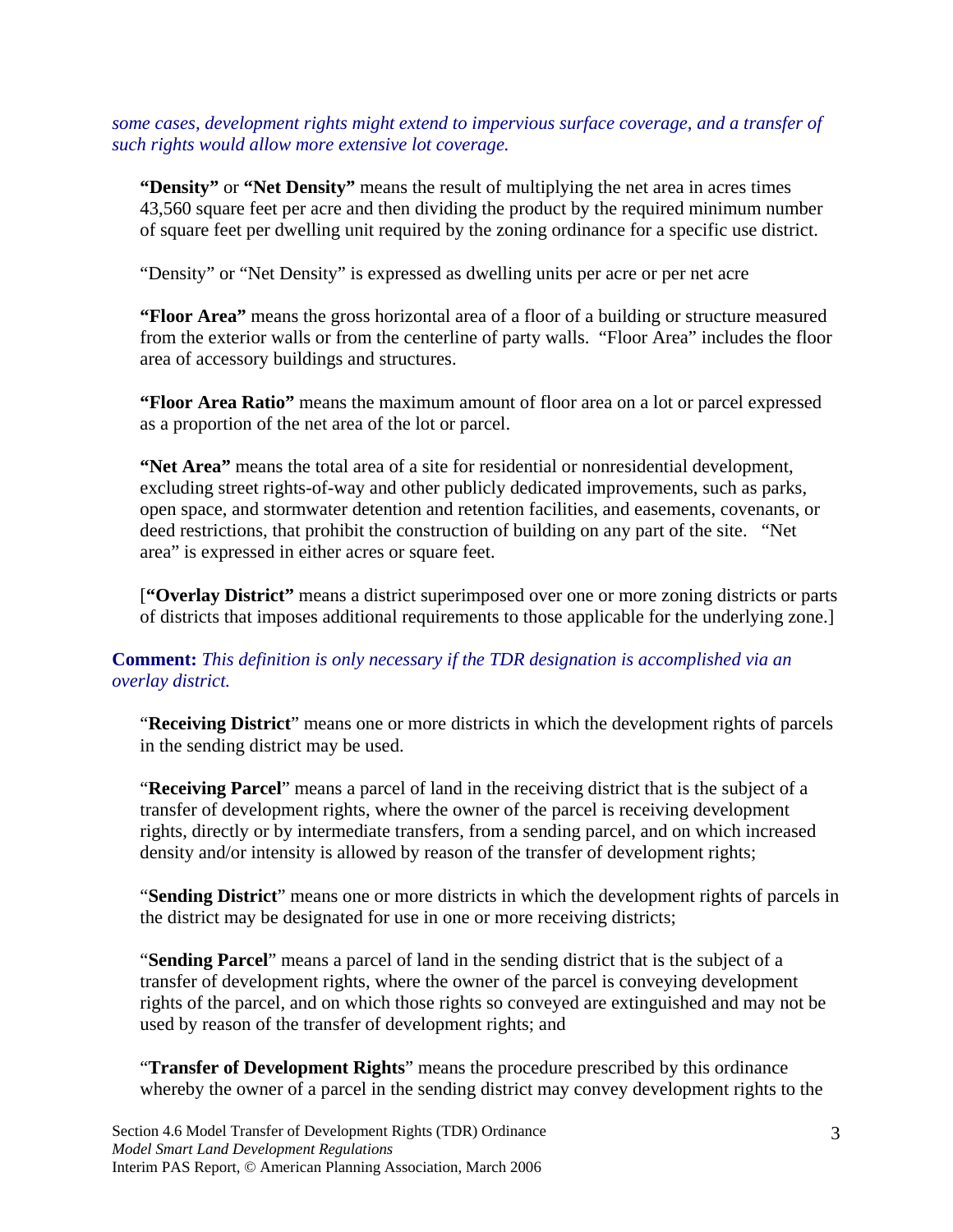*some cases, development rights might extend to impervious surface coverage, and a transfer of such rights would allow more extensive lot coverage.*

**"Density"** or **"Net Density"** means the result of multiplying the net area in acres times 43,560 square feet per acre and then dividing the product by the required minimum number of square feet per dwelling unit required by the zoning ordinance for a specific use district.

"Density" or "Net Density" is expressed as dwelling units per acre or per net acre

**"Floor Area"** means the gross horizontal area of a floor of a building or structure measured from the exterior walls or from the centerline of party walls. "Floor Area" includes the floor area of accessory buildings and structures.

**"Floor Area Ratio"** means the maximum amount of floor area on a lot or parcel expressed as a proportion of the net area of the lot or parcel.

**"Net Area"** means the total area of a site for residential or nonresidential development, excluding street rights-of-way and other publicly dedicated improvements, such as parks, open space, and stormwater detention and retention facilities, and easements, covenants, or deed restrictions, that prohibit the construction of building on any part of the site. "Net area" is expressed in either acres or square feet.

[**"Overlay District"** means a district superimposed over one or more zoning districts or parts of districts that imposes additional requirements to those applicable for the underlying zone.]

**Comment:** *This definition is only necessary if the TDR designation is accomplished via an overlay district.*

"**Receiving District**" means one or more districts in which the development rights of parcels in the sending district may be used.

"**Receiving Parcel**" means a parcel of land in the receiving district that is the subject of a transfer of development rights, where the owner of the parcel is receiving development rights, directly or by intermediate transfers, from a sending parcel, and on which increased density and/or intensity is allowed by reason of the transfer of development rights;

"**Sending District**" means one or more districts in which the development rights of parcels in the district may be designated for use in one or more receiving districts;

"**Sending Parcel**" means a parcel of land in the sending district that is the subject of a transfer of development rights, where the owner of the parcel is conveying development rights of the parcel, and on which those rights so conveyed are extinguished and may not be used by reason of the transfer of development rights; and

"**Transfer of Development Rights**" means the procedure prescribed by this ordinance whereby the owner of a parcel in the sending district may convey development rights to the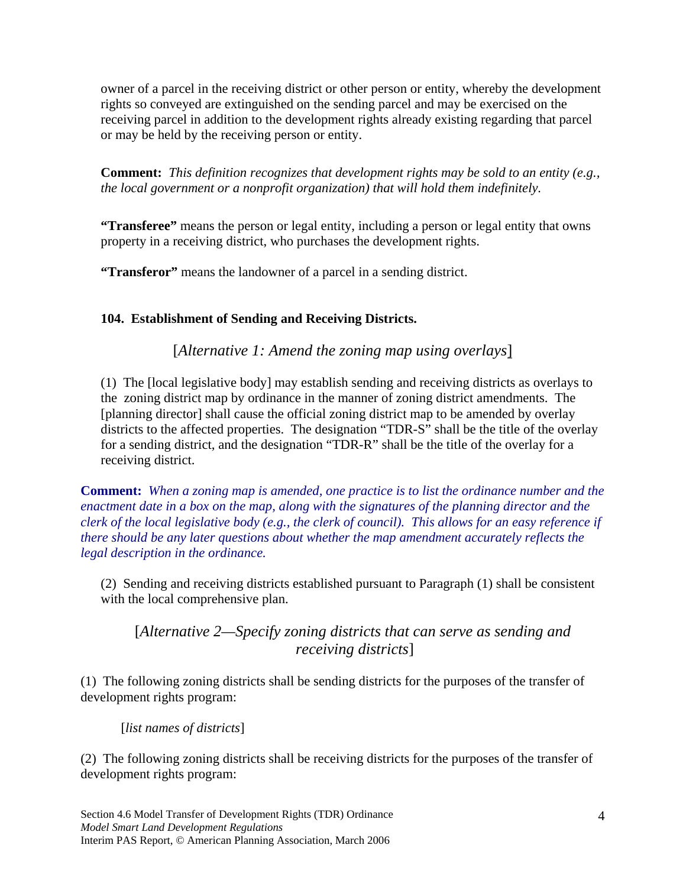owner of a parcel in the receiving district or other person or entity, whereby the development rights so conveyed are extinguished on the sending parcel and may be exercised on the receiving parcel in addition to the development rights already existing regarding that parcel or may be held by the receiving person or entity.

**Comment:** *This definition recognizes that development rights may be sold to an entity (e.g., the local government or a nonprofit organization) that will hold them indefinitely.*

**"Transferee"** means the person or legal entity, including a person or legal entity that owns property in a receiving district, who purchases the development rights.

**"Transferor"** means the landowner of a parcel in a sending district.

**104. Establishment of Sending and Receiving Districts.**

[*Alternative 1: Amend the zoning map using overlays*]

(1) The [local legislative body] may establish sending and receiving districts as overlays to the zoning district map by ordinance in the manner of zoning district amendments. The [planning director] shall cause the official zoning district map to be amended by overlay districts to the affected properties. The designation "TDR-S" shall be the title of the overlay for a sending district, and the designation "TDR-R" shall be the title of the overlay for a receiving district.

**Comment:** *When a zoning map is amended, one practice is to list the ordinance number and the enactment date in a box on the map, along with the signatures of the planning director and the clerk of the local legislative body (e.g., the clerk of council). This allows for an easy reference if there should be any later questions about whether the map amendment accurately reflects the legal description in the ordinance.*

(2) Sending and receiving districts established pursuant to Paragraph (1) shall be consistent with the local comprehensive plan.

[*Alternative 2—Specify zoning districts that can serve as sending and receiving districts*]

(1) The following zoning districts shall be sending districts for the purposes of the transfer of development rights program:

[*list names of districts*]

(2) The following zoning districts shall be receiving districts for the purposes of the transfer of development rights program: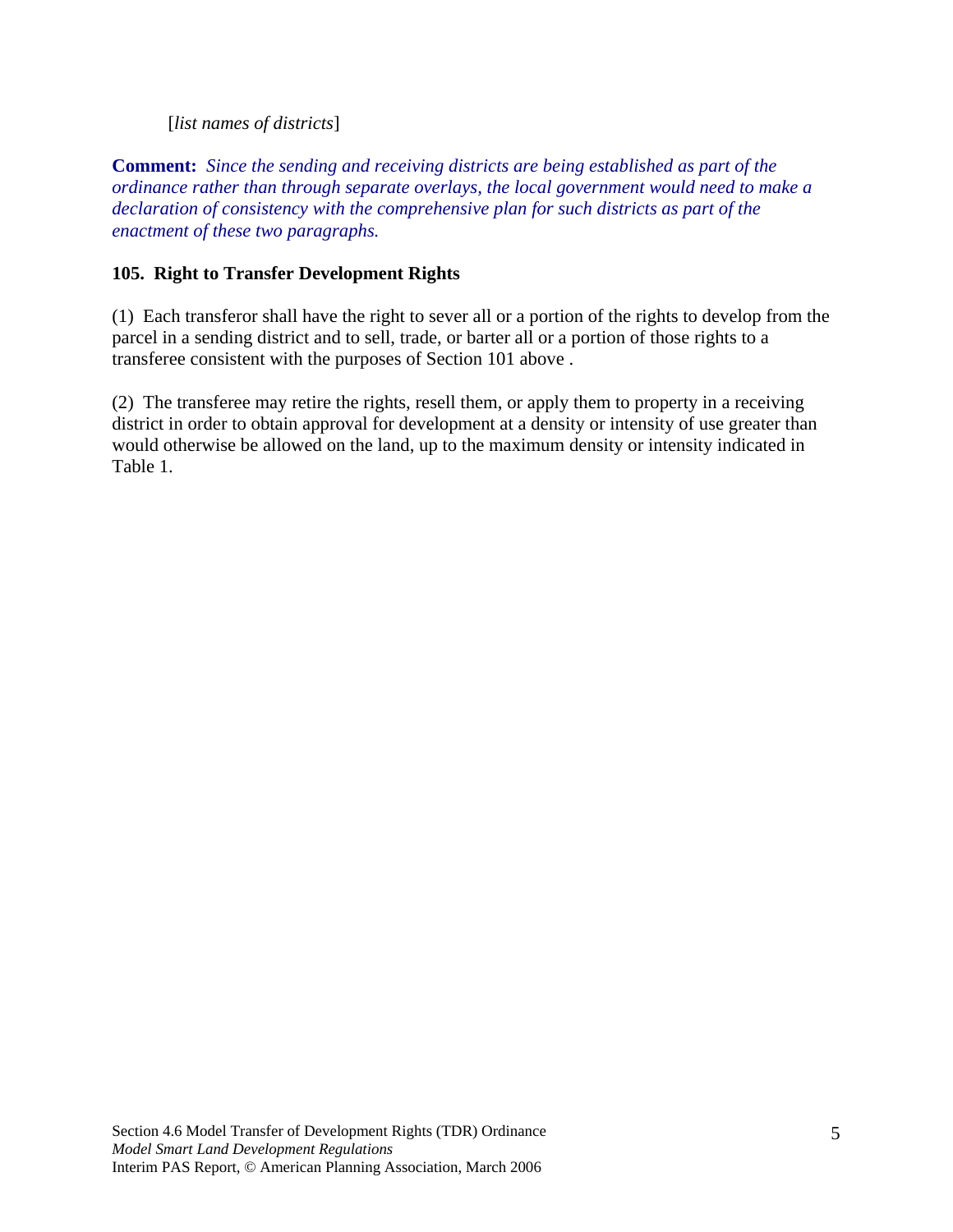[*list names of districts*]

**Comment:** *Since the sending and receiving districts are being established as part of the ordinance rather than through separate overlays, the local government would need to make a declaration of consistency with the comprehensive plan for such districts as part of the enactment of these two paragraphs.*

### 105. Right to Transfer Development Rights

(1) Each transferor shall have the right to sever all or a portion of the rights to develop from the parcel in a sending district and to sell, trade, or barter all or a portion of those rights to a transferee consistent with the purposes of Section 101 above .

(2) The transferee may retire the rights, resell them, or apply them to property in a receiving district in order to obtain approval for development at a density or intensity of use greater than would otherwise be allowed on the land, up to the maximum density or intensity indicated in Table 1.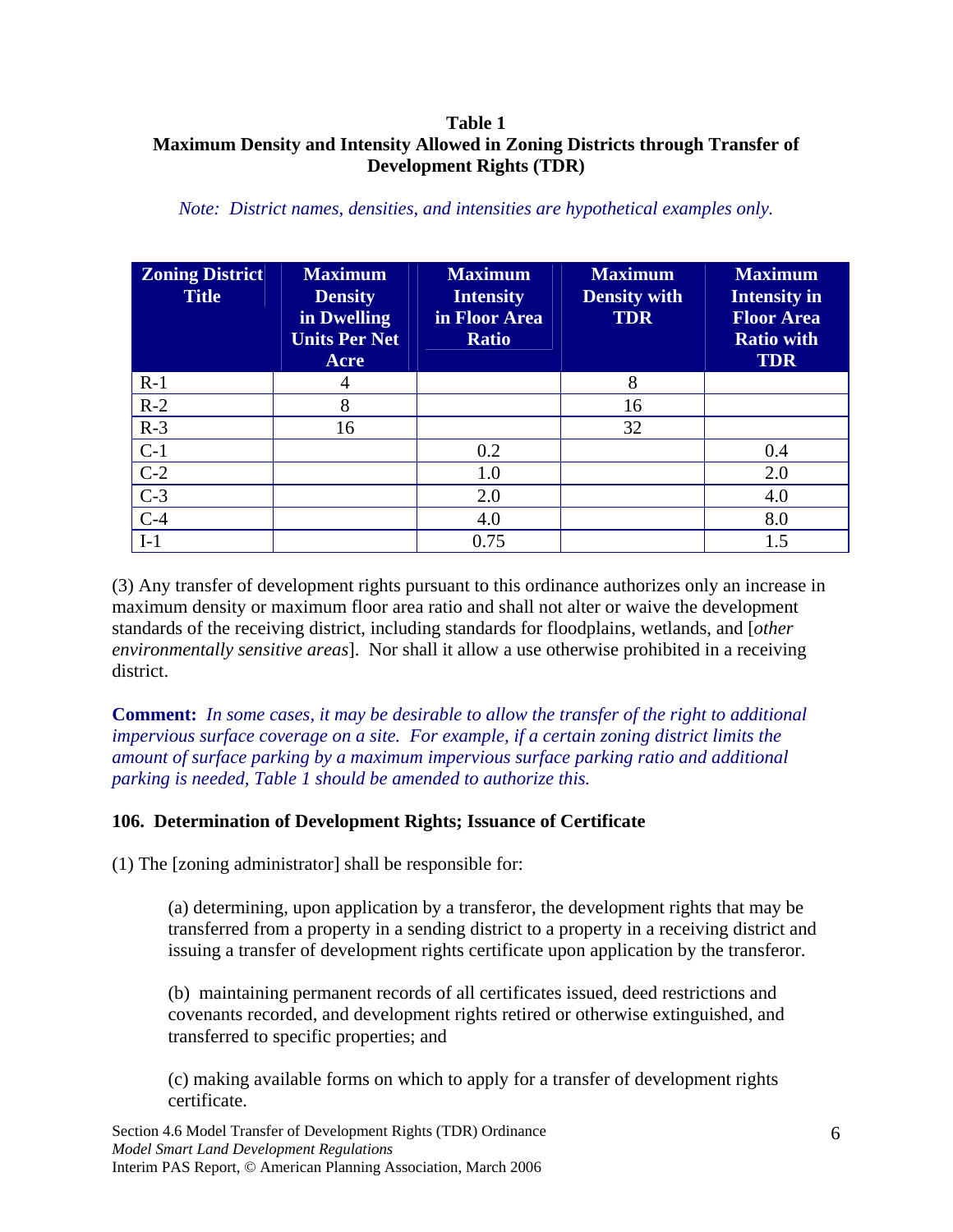**Table 1**
**Maximum Density and Intensity Allowed in Zoning Districts through Transfer of Development Rights (TDR)**

*Note: District names, densities, and intensities are hypothetical examples only.*

| Zoning District Title | Maximum Density in Dwelling Units Per Net Acre | Maximum Intensity in Floor Area Ratio | Maximum Density with TDR | Maximum Intensity in Floor Area Ratio with TDR |
|---|---|---|---|---|
| R-1 | 4 | | 8 | |
| R-2 | 8 | | 16 | |
| R-3 | 16 | | 32 | |
| C-1 | | 0.2 | | 0.4 |
| C-2 | | 1.0 | | 2.0 |
| C-3 | | 2.0 | | 4.0 |
| C-4 | | 4.0 | | 8.0 |
| I-1 | | 0.75 | | 1.5 |

(3) Any transfer of development rights pursuant to this ordinance authorizes only an increase in maximum density or maximum floor area ratio and shall not alter or waive the development standards of the receiving district, including standards for floodplains, wetlands, and [*other environmentally sensitive areas*]. Nor shall it allow a use otherwise prohibited in a receiving district.

**Comment:** *In some cases, it may be desirable to allow the transfer of the right to additional impervious surface coverage on a site. For example, if a certain zoning district limits the amount of surface parking by a maximum impervious surface parking ratio and additional parking is needed, Table 1 should be amended to authorize this.*

### 106. Determination of Development Rights; Issuance of Certificate

(1) The [zoning administrator] shall be responsible for:

(a) determining, upon application by a transferor, the development rights that may be transferred from a property in a sending district to a property in a receiving district and issuing a transfer of development rights certificate upon application by the transferor.

(b) maintaining permanent records of all certificates issued, deed restrictions and covenants recorded, and development rights retired or otherwise extinguished, and transferred to specific properties; and

(c) making available forms on which to apply for a transfer of development rights certificate.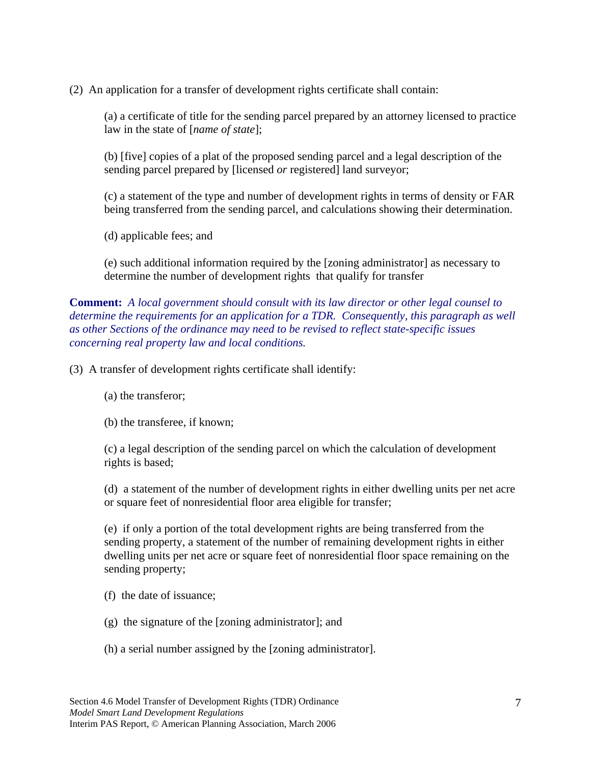(2) An application for a transfer of development rights certificate shall contain:

(a) a certificate of title for the sending parcel prepared by an attorney licensed to practice law in the state of [*name of state*];

(b) [five] copies of a plat of the proposed sending parcel and a legal description of the sending parcel prepared by [licensed *or* registered] land surveyor;

(c) a statement of the type and number of development rights in terms of density or FAR being transferred from the sending parcel, and calculations showing their determination.

(d) applicable fees; and

(e) such additional information required by the [zoning administrator] as necessary to determine the number of development rights that qualify for transfer

**Comment:** *A local government should consult with its law director or other legal counsel to determine the requirements for an application for a TDR. Consequently, this paragraph as well as other Sections of the ordinance may need to be revised to reflect state-specific issues concerning real property law and local conditions.*

(3) A transfer of development rights certificate shall identify:

(a) the transferor;

(b) the transferee, if known;

(c) a legal description of the sending parcel on which the calculation of development rights is based;

(d) a statement of the number of development rights in either dwelling units per net acre or square feet of nonresidential floor area eligible for transfer;

(e) if only a portion of the total development rights are being transferred from the sending property, a statement of the number of remaining development rights in either dwelling units per net acre or square feet of nonresidential floor space remaining on the sending property;

(f) the date of issuance;

(g) the signature of the [zoning administrator]; and

(h) a serial number assigned by the [zoning administrator].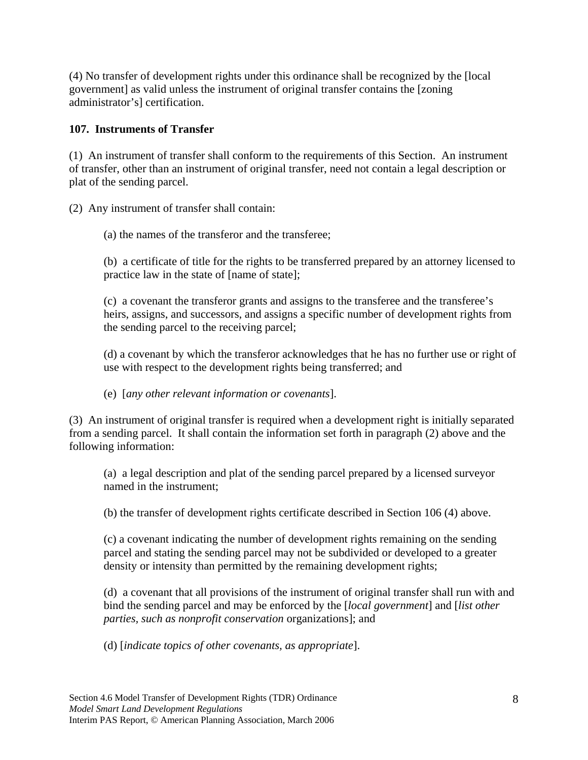(4) No transfer of development rights under this ordinance shall be recognized by the [local government] as valid unless the instrument of original transfer contains the [zoning administrator's] certification.

**107. Instruments of Transfer**

(1) An instrument of transfer shall conform to the requirements of this Section. An instrument of transfer, other than an instrument of original transfer, need not contain a legal description or plat of the sending parcel.

(2) Any instrument of transfer shall contain:

> (a) the names of the transferor and the transferee;
>
> (b) a certificate of title for the rights to be transferred prepared by an attorney licensed to practice law in the state of [name of state];
>
> (c) a covenant the transferor grants and assigns to the transferee and the transferee's heirs, assigns, and successors, and assigns a specific number of development rights from the sending parcel to the receiving parcel;
>
> (d) a covenant by which the transferor acknowledges that he has no further use or right of use with respect to the development rights being transferred; and
>
> (e) [*any other relevant information or covenants*].

(3) An instrument of original transfer is required when a development right is initially separated from a sending parcel. It shall contain the information set forth in paragraph (2) above and the following information:

> (a) a legal description and plat of the sending parcel prepared by a licensed surveyor named in the instrument;
>
> (b) the transfer of development rights certificate described in Section 106 (4) above.
>
> (c) a covenant indicating the number of development rights remaining on the sending parcel and stating the sending parcel may not be subdivided or developed to a greater density or intensity than permitted by the remaining development rights;
>
> (d) a covenant that all provisions of the instrument of original transfer shall run with and bind the sending parcel and may be enforced by the [*local government*] and [*list other parties, such as nonprofit conservation* organizations]; and
>
> (d) [*indicate topics of other covenants, as appropriate*].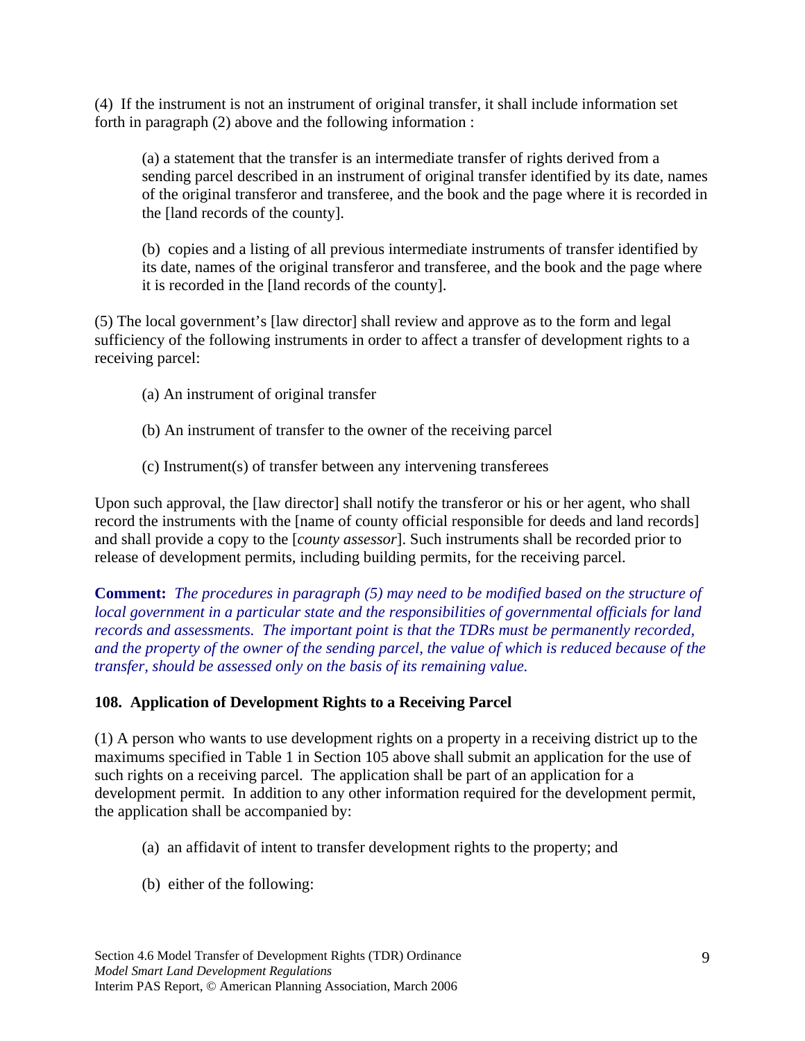(4) If the instrument is not an instrument of original transfer, it shall include information set forth in paragraph (2) above and the following information :

> (a) a statement that the transfer is an intermediate transfer of rights derived from a sending parcel described in an instrument of original transfer identified by its date, names of the original transferor and transferee, and the book and the page where it is recorded in the [land records of the county].
>
> (b) copies and a listing of all previous intermediate instruments of transfer identified by its date, names of the original transferor and transferee, and the book and the page where it is recorded in the [land records of the county].

(5) The local government's [law director] shall review and approve as to the form and legal sufficiency of the following instruments in order to affect a transfer of development rights to a receiving parcel:

> (a) An instrument of original transfer
>
> (b) An instrument of transfer to the owner of the receiving parcel
>
> (c) Instrument(s) of transfer between any intervening transferees

Upon such approval, the [law director] shall notify the transferor or his or her agent, who shall record the instruments with the [name of county official responsible for deeds and land records] and shall provide a copy to the [*county assessor*]. Such instruments shall be recorded prior to release of development permits, including building permits, for the receiving parcel.

**Comment:** *The procedures in paragraph (5) may need to be modified based on the structure of local government in a particular state and the responsibilities of governmental officials for land records and assessments. The important point is that the TDRs must be permanently recorded, and the property of the owner of the sending parcel, the value of which is reduced because of the transfer, should be assessed only on the basis of its remaining value.*

**108. Application of Development Rights to a Receiving Parcel**

(1) A person who wants to use development rights on a property in a receiving district up to the maximums specified in Table 1 in Section 105 above shall submit an application for the use of such rights on a receiving parcel. The application shall be part of an application for a development permit. In addition to any other information required for the development permit, the application shall be accompanied by:

> (a) an affidavit of intent to transfer development rights to the property; and
>
> (b) either of the following: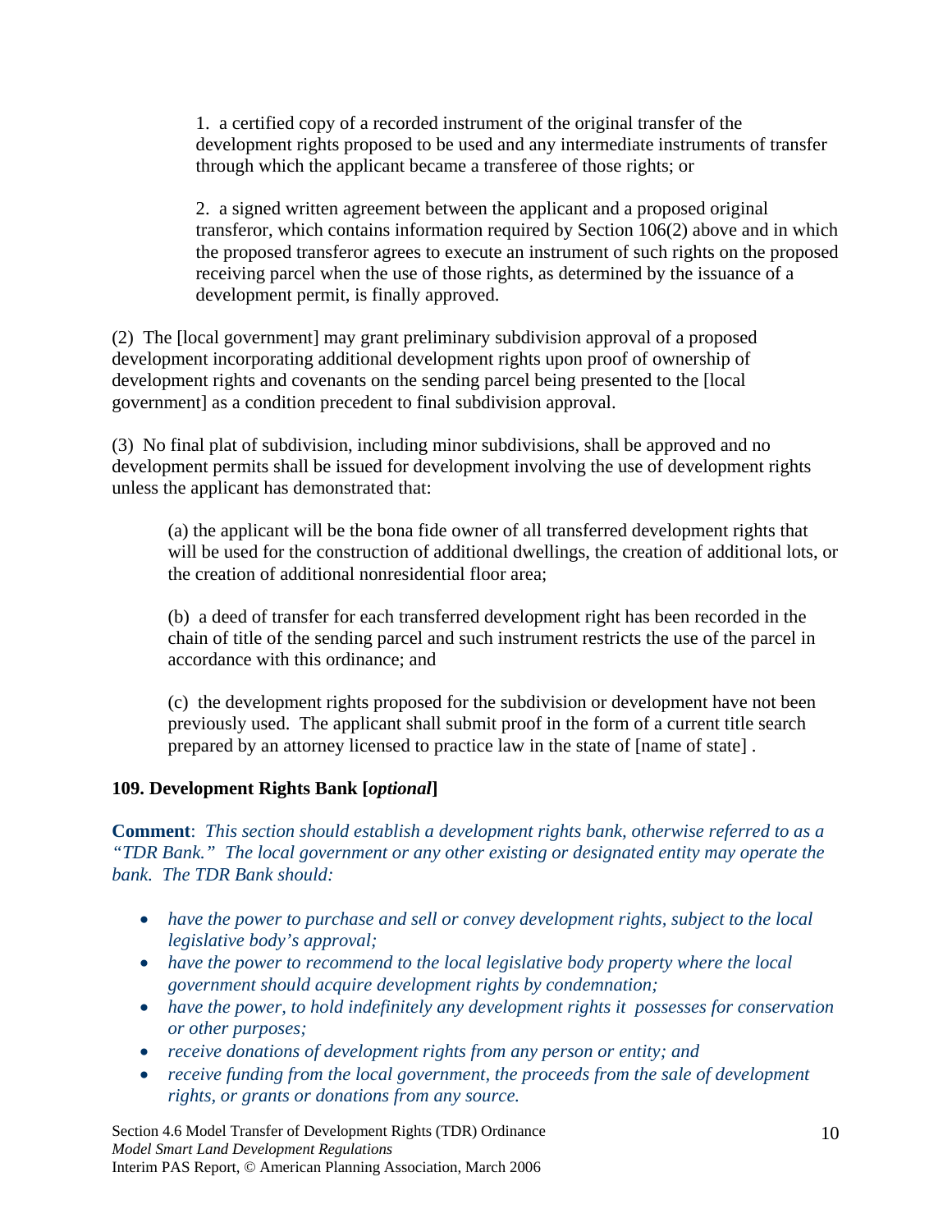1. a certified copy of a recorded instrument of the original transfer of the development rights proposed to be used and any intermediate instruments of transfer through which the applicant became a transferee of those rights; or

2. a signed written agreement between the applicant and a proposed original transferor, which contains information required by Section 106(2) above and in which the proposed transferor agrees to execute an instrument of such rights on the proposed receiving parcel when the use of those rights, as determined by the issuance of a development permit, is finally approved.

(2) The [local government] may grant preliminary subdivision approval of a proposed development incorporating additional development rights upon proof of ownership of development rights and covenants on the sending parcel being presented to the [local government] as a condition precedent to final subdivision approval.

(3) No final plat of subdivision, including minor subdivisions, shall be approved and no development permits shall be issued for development involving the use of development rights unless the applicant has demonstrated that:

(a) the applicant will be the bona fide owner of all transferred development rights that will be used for the construction of additional dwellings, the creation of additional lots, or the creation of additional nonresidential floor area;

(b) a deed of transfer for each transferred development right has been recorded in the chain of title of the sending parcel and such instrument restricts the use of the parcel in accordance with this ordinance; and

(c) the development rights proposed for the subdivision or development have not been previously used. The applicant shall submit proof in the form of a current title search prepared by an attorney licensed to practice law in the state of [name of state] .

**109. Development Rights Bank [*optional*]**

**Comment**: *This section should establish a development rights bank, otherwise referred to as a "TDR Bank." The local government or any other existing or designated entity may operate the bank. The TDR Bank should:*

- *have the power to purchase and sell or convey development rights, subject to the local legislative body's approval;*
- *have the power to recommend to the local legislative body property where the local government should acquire development rights by condemnation;*
- *have the power, to hold indefinitely any development rights it possesses for conservation or other purposes;*
- *receive donations of development rights from any person or entity; and*
- *receive funding from the local government, the proceeds from the sale of development rights, or grants or donations from any source.*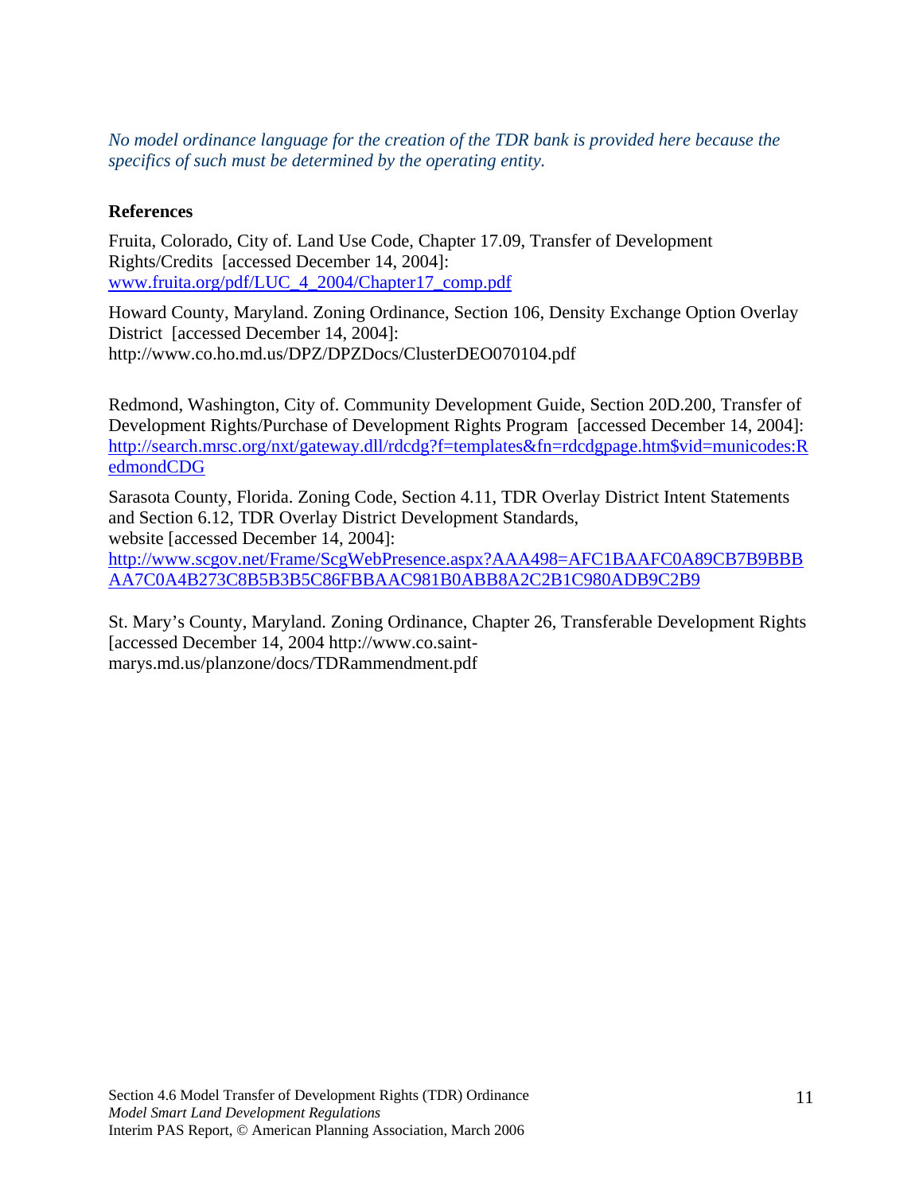*No model ordinance language for the creation of the TDR bank is provided here because the specifics of such must be determined by the operating entity.*

**References**

Fruita, Colorado, City of. Land Use Code, Chapter 17.09, Transfer of Development Rights/Credits [accessed December 14, 2004]: www.fruita.org/pdf/LUC_4_2004/Chapter17_comp.pdf

Howard County, Maryland. Zoning Ordinance, Section 106, Density Exchange Option Overlay District [accessed December 14, 2004]: http://www.co.ho.md.us/DPZ/DPZDocs/ClusterDEO070104.pdf

Redmond, Washington, City of. Community Development Guide, Section 20D.200, Transfer of Development Rights/Purchase of Development Rights Program [accessed December 14, 2004]: http://search.mrsc.org/nxt/gateway.dll/rdcdg?f=templates&fn=rdcdgpage.htm$vid=municodes:RedmondCDG

Sarasota County, Florida. Zoning Code, Section 4.11, TDR Overlay District Intent Statements and Section 6.12, TDR Overlay District Development Standards, website [accessed December 14, 2004]: http://www.scgov.net/Frame/ScgWebPresence.aspx?AAA498=AFC1BAAFC0A89CB7B9BBBAA7C0A4B273C8B5B3B5C86FBBAAC981B0ABB8A2C2B1C980ADB9C2B9

St. Mary's County, Maryland. Zoning Ordinance, Chapter 26, Transferable Development Rights [accessed December 14, 2004 http://www.co.saint-marys.md.us/planzone/docs/TDRammendment.pdf